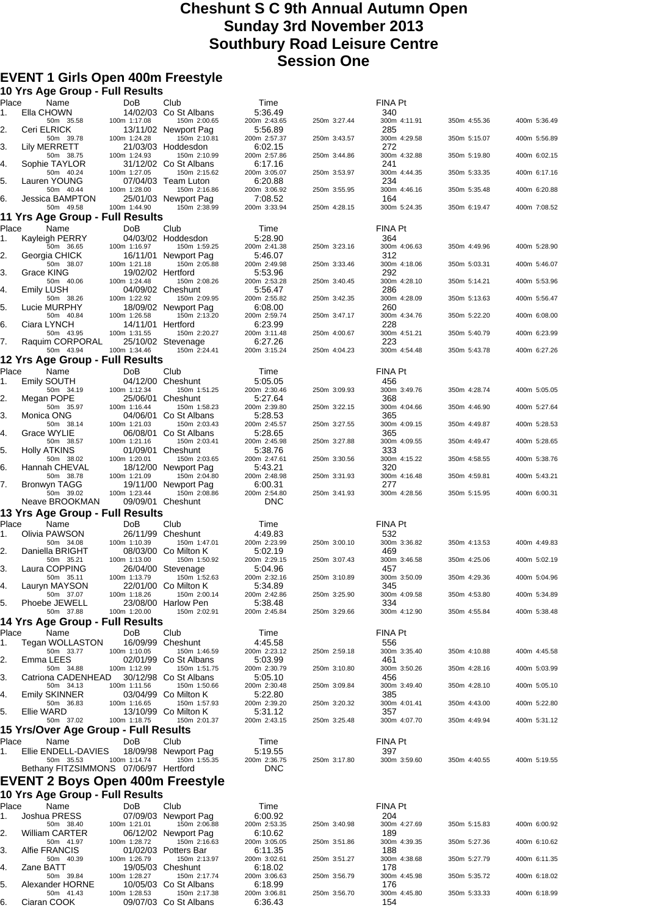# Cheshunt S C 9th Annual Autumn Open
# Sunday 3rd November 2013
# Southbury Road Leisure Centre
# Session One

## EVENT 1 Girls Open 400m Freestyle

### 10 Yrs Age Group - Full Results

| Place | Name | DoB | Club | Time | | FINA Pt | | |
|---|---|---|---|---|---|---|---|---|
| 1. | Ella CHOWN | 14/02/03 | Co St Albans | 5:36.49 | | 340 | | |
| | 50m 35.58 | 100m 1:17.08 | 150m 2:00.65 | 200m 2:43.65 | 250m 3:27.44 | 300m 4:11.91 | 350m 4:55.36 | 400m 5:36.49 |
| 2. | Ceri ELRICK | 13/11/02 | Newport Pag | 5:56.89 | | 285 | | |
| | 50m 39.78 | 100m 1:24.28 | 150m 2:10.81 | 200m 2:57.37 | 250m 3:43.57 | 300m 4:29.58 | 350m 5:15.07 | 400m 5:56.89 |
| 3. | Lily MERRETT | 21/03/03 | Hoddesdon | 6:02.15 | | 272 | | |
| | 50m 38.75 | 100m 1:24.93 | 150m 2:10.99 | 200m 2:57.86 | 250m 3:44.86 | 300m 4:32.88 | 350m 5:19.80 | 400m 6:02.15 |
| 4. | Sophie TAYLOR | 31/12/02 | Co St Albans | 6:17.16 | | 241 | | |
| | 50m 40.24 | 100m 1:27.05 | 150m 2:15.62 | 200m 3:05.07 | 250m 3:53.97 | 300m 4:44.35 | 350m 5:33.35 | 400m 6:17.16 |
| 5. | Lauren YOUNG | 07/04/03 | Team Luton | 6:20.88 | | 234 | | |
| | 50m 40.44 | 100m 1:28.00 | 150m 2:16.86 | 200m 3:06.92 | 250m 3:55.95 | 300m 4:46.16 | 350m 5:35.48 | 400m 6:20.88 |
| 6. | Jessica BAMPTON | 25/01/03 | Newport Pag | 7:08.52 | | 164 | | |
| | 50m 49.58 | 100m 1:44.90 | 150m 2:38.99 | 200m 3:33.94 | 250m 4:28.15 | 300m 5:24.35 | 350m 6:19.47 | 400m 7:08.52 |

### 11 Yrs Age Group - Full Results

| Place | Name | DoB | Club | Time | | FINA Pt | | |
|---|---|---|---|---|---|---|---|---|
| 1. | Kayleigh PERRY | 04/03/02 | Hoddesdon | 5:28.90 | | 364 | | |
| | 50m 36.65 | 100m 1:16.97 | 150m 1:59.25 | 200m 2:41.38 | 250m 3:23.16 | 300m 4:06.63 | 350m 4:49.96 | 400m 5:28.90 |
| 2. | Georgia CHICK | 16/11/01 | Newport Pag | 5:46.07 | | 312 | | |
| | 50m 38.07 | 100m 1:21.18 | 150m 2:05.88 | 200m 2:49.98 | 250m 3:33.46 | 300m 4:18.06 | 350m 5:03.31 | 400m 5:46.07 |
| 3. | Grace KING | 19/02/02 | Hertford | 5:53.96 | | 292 | | |
| | 50m 40.06 | 100m 1:24.48 | 150m 2:08.26 | 200m 2:53.28 | 250m 3:40.45 | 300m 4:28.10 | 350m 5:14.21 | 400m 5:53.96 |
| 4. | Emily LUSH | 04/09/02 | Cheshunt | 5:56.47 | | 286 | | |
| | 50m 38.26 | 100m 1:22.92 | 150m 2:09.95 | 200m 2:55.82 | 250m 3:42.35 | 300m 4:28.09 | 350m 5:13.63 | 400m 5:56.47 |
| 5. | Lucie MURPHY | 18/09/02 | Newport Pag | 6:08.00 | | 260 | | |
| | 50m 40.84 | 100m 1:26.58 | 150m 2:13.20 | 200m 2:59.74 | 250m 3:47.17 | 300m 4:34.76 | 350m 5:22.20 | 400m 6:08.00 |
| 6. | Ciara LYNCH | 14/11/01 | Hertford | 6:23.99 | | 228 | | |
| | 50m 43.95 | 100m 1:31.55 | 150m 2:20.27 | 200m 3:11.48 | 250m 4:00.67 | 300m 4:51.21 | 350m 5:40.79 | 400m 6:23.99 |
| 7. | Raquim CORPORAL | 25/10/02 | Stevenage | 6:27.26 | | 223 | | |
| | 50m 43.94 | 100m 1:34.46 | 150m 2:24.41 | 200m 3:15.24 | 250m 4:04.23 | 300m 4:54.48 | 350m 5:43.78 | 400m 6:27.26 |

### 12 Yrs Age Group - Full Results

| Place | Name | DoB | Club | Time | | FINA Pt | | |
|---|---|---|---|---|---|---|---|---|
| 1. | Emily SOUTH | 04/12/00 | Cheshunt | 5:05.05 | | 456 | | |
| | 50m 34.19 | 100m 1:12.34 | 150m 1:51.25 | 200m 2:30.46 | 250m 3:09.93 | 300m 3:49.76 | 350m 4:28.74 | 400m 5:05.05 |
| 2. | Megan POPE | 25/06/01 | Cheshunt | 5:27.64 | | 368 | | |
| | 50m 35.97 | 100m 1:16.44 | 150m 1:58.23 | 200m 2:39.80 | 250m 3:22.15 | 300m 4:04.66 | 350m 4:46.90 | 400m 5:27.64 |
| 3. | Monica ONG | 04/06/01 | Co St Albans | 5:28.53 | | 365 | | |
| | 50m 38.14 | 100m 1:21.03 | 150m 2:03.43 | 200m 2:45.57 | 250m 3:27.55 | 300m 4:09.15 | 350m 4:49.87 | 400m 5:28.53 |
| 4. | Grace WYLIE | 06/08/01 | Co St Albans | 5:28.65 | | 365 | | |
| | 50m 38.57 | 100m 1:21.16 | 150m 2:03.41 | 200m 2:45.98 | 250m 3:27.88 | 300m 4:09.55 | 350m 4:49.47 | 400m 5:28.65 |
| 5. | Holly ATKINS | 01/09/01 | Cheshunt | 5:38.76 | | 333 | | |
| | 50m 38.02 | 100m 1:20.01 | 150m 2:03.65 | 200m 2:47.61 | 250m 3:30.56 | 300m 4:15.22 | 350m 4:58.55 | 400m 5:38.76 |
| 6. | Hannah CHEVAL | 18/12/00 | Newport Pag | 5:43.21 | | 320 | | |
| | 50m 38.78 | 100m 1:21.09 | 150m 2:04.80 | 200m 2:48.98 | 250m 3:31.93 | 300m 4:16.48 | 350m 4:59.81 | 400m 5:43.21 |
| 7. | Bronwyn TAGG | 19/11/00 | Newport Pag | 6:00.31 | | 277 | | |
| | 50m 39.02 | 100m 1:23.44 | 150m 2:08.86 | 200m 2:54.80 | 250m 3:41.93 | 300m 4:28.56 | 350m 5:15.95 | 400m 6:00.31 |
| | Neave BROOKMAN | 09/09/01 | Cheshunt | DNC | | | | |

### 13 Yrs Age Group - Full Results

| Place | Name | DoB | Club | Time | | FINA Pt | | |
|---|---|---|---|---|---|---|---|---|
| 1. | Olivia PAWSON | 26/11/99 | Cheshunt | 4:49.83 | | 532 | | |
| | 50m 34.08 | 100m 1:10.39 | 150m 1:47.01 | 200m 2:23.99 | 250m 3:00.10 | 300m 3:36.82 | 350m 4:13.53 | 400m 4:49.83 |
| 2. | Daniella BRIGHT | 08/03/00 | Co Milton K | 5:02.19 | | 469 | | |
| | 50m 35.21 | 100m 1:13.00 | 150m 1:50.92 | 200m 2:29.15 | 250m 3:07.43 | 300m 3:46.58 | 350m 4:25.06 | 400m 5:02.19 |
| 3. | Laura COPPING | 26/04/00 | Stevenage | 5:04.96 | | 457 | | |
| | 50m 35.11 | 100m 1:13.79 | 150m 1:52.63 | 200m 2:32.16 | 250m 3:10.89 | 300m 3:50.09 | 350m 4:29.36 | 400m 5:04.96 |
| 4. | Lauryn MAYSON | 22/01/00 | Co Milton K | 5:34.89 | | 345 | | |
| | 50m 37.07 | 100m 1:18.26 | 150m 2:00.14 | 200m 2:42.86 | 250m 3:25.90 | 300m 4:09.58 | 350m 4:53.80 | 400m 5:34.89 |
| 5. | Phoebe JEWELL | 23/08/00 | Harlow Pen | 5:38.48 | | 334 | | |
| | 50m 37.88 | 100m 1:20.00 | 150m 2:02.91 | 200m 2:45.84 | 250m 3:29.66 | 300m 4:12.90 | 350m 4:55.84 | 400m 5:38.48 |

### 14 Yrs Age Group - Full Results

| Place | Name | DoB | Club | Time | | FINA Pt | | |
|---|---|---|---|---|---|---|---|---|
| 1. | Tegan WOLLASTON | 16/09/99 | Cheshunt | 4:45.58 | | 556 | | |
| | 50m 33.77 | 100m 1:10.05 | 150m 1:46.59 | 200m 2:23.12 | 250m 2:59.18 | 300m 3:35.40 | 350m 4:10.88 | 400m 4:45.58 |
| 2. | Emma LEES | 02/01/99 | Co St Albans | 5:03.99 | | 461 | | |
| | 50m 34.88 | 100m 1:12.99 | 150m 1:51.75 | 200m 2:30.79 | 250m 3:10.80 | 300m 3:50.26 | 350m 4:28.16 | 400m 5:03.99 |
| 3. | Catriona CADENHEAD | 30/12/98 | Co St Albans | 5:05.10 | | 456 | | |
| | 50m 34.13 | 100m 1:11.56 | 150m 1:50.66 | 200m 2:30.48 | 250m 3:09.84 | 300m 3:49.40 | 350m 4:28.10 | 400m 5:05.10 |
| 4. | Emily SKINNER | 03/04/99 | Co Milton K | 5:22.80 | | 385 | | |
| | 50m 36.83 | 100m 1:16.65 | 150m 1:57.93 | 200m 2:39.20 | 250m 3:20.32 | 300m 4:01.41 | 350m 4:43.00 | 400m 5:22.80 |
| 5. | Ellie WARD | 13/10/99 | Co Milton K | 5:31.12 | | 357 | | |
| | 50m 37.02 | 100m 1:18.75 | 150m 2:01.37 | 200m 2:43.15 | 250m 3:25.48 | 300m 4:07.70 | 350m 4:49.94 | 400m 5:31.12 |

### 15 Yrs/Over Age Group - Full Results

| Place | Name | DoB | Club | Time | | FINA Pt | | |
|---|---|---|---|---|---|---|---|---|
| 1. | Ellie ENDELL-DAVIES | 18/09/98 | Newport Pag | 5:19.55 | | 397 | | |
| | 50m 35.53 | 100m 1:14.74 | 150m 1:55.35 | 200m 2:36.75 | 250m 3:17.80 | 300m 3:59.60 | 350m 4:40.55 | 400m 5:19.55 |
| | Bethany FITZSIMMONS | 07/06/97 | Hertford | DNC | | | | |

## EVENT 2 Boys Open 400m Freestyle

### 10 Yrs Age Group - Full Results

| Place | Name | DoB | Club | Time | | FINA Pt | | |
|---|---|---|---|---|---|---|---|---|
| 1. | Joshua PRESS | 07/09/03 | Newport Pag | 6:00.92 | | 204 | | |
| | 50m 38.40 | 100m 1:21.01 | 150m 2:06.88 | 200m 2:53.35 | 250m 3:40.98 | 300m 4:27.69 | 350m 5:15.83 | 400m 6:00.92 |
| 2. | William CARTER | 06/12/02 | Newport Pag | 6:10.62 | | 189 | | |
| | 50m 41.97 | 100m 1:28.72 | 150m 2:16.63 | 200m 3:05.05 | 250m 3:51.86 | 300m 4:39.35 | 350m 5:27.36 | 400m 6:10.62 |
| 3. | Alfie FRANCIS | 01/02/03 | Potters Bar | 6:11.35 | | 188 | | |
| | 50m 40.39 | 100m 1:26.79 | 150m 2:13.97 | 200m 3:02.61 | 250m 3:51.27 | 300m 4:38.68 | 350m 5:27.79 | 400m 6:11.35 |
| 4. | Zane BATT | 19/05/03 | Cheshunt | 6:18.02 | | 178 | | |
| | 50m 39.84 | 100m 1:28.27 | 150m 2:17.74 | 200m 3:06.63 | 250m 3:56.79 | 300m 4:45.98 | 350m 5:35.72 | 400m 6:18.02 |
| 5. | Alexander HORNE | 10/05/03 | Co St Albans | 6:18.99 | | 176 | | |
| | 50m 41.43 | 100m 1:28.53 | 150m 2:17.38 | 200m 3:06.81 | 250m 3:56.70 | 300m 4:45.80 | 350m 5:33.33 | 400m 6:18.99 |
| 6. | Ciaran COOK | 09/07/03 | Co St Albans | 6:36.43 | | 154 | | |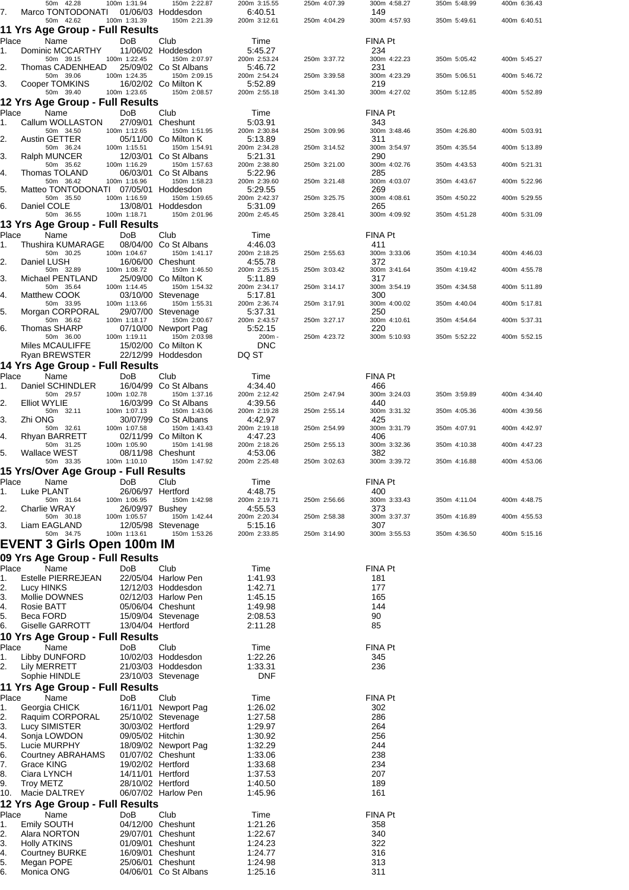| | | | | | | | | | |
|---|---|---|---|---|---|---|---|---|---|
| | 50m 42.28 | 100m 1:31.94 | 150m 2:22.87 | 200m 3:15.55 | 250m 4:07.39 | 300m 4:58.27 | 350m 5:48.99 | 400m 6:36.43 | |
| 7. | Marco TONTODONATI | 01/06/03 | Hoddesdon | 6:40.51 | | 149 | | | |
| | 50m 42.62 | 100m 1:31.39 | 150m 2:21.39 | 200m 3:12.61 | 250m 4:04.29 | 300m 4:57.93 | 350m 5:49.61 | 400m 6:40.51 | |

## 11 Yrs Age Group - Full Results

| Place | Name | DoB | Club | Time | | FINA Pt | | |
|---|---|---|---|---|---|---|---|---|
| 1. | Dominic MCCARTHY | 11/06/02 | Hoddesdon | 5:45.27 | | 234 | | |
| | 50m 39.15 | 100m 1:22.45 | 150m 2:07.97 | 200m 2:53.24 | 250m 3:37.72 | 300m 4:22.23 | 350m 5:05.42 | 400m 5:45.27 |
| 2. | Thomas CADENHEAD | 25/09/02 | Co St Albans | 5:46.72 | | 231 | | |
| | 50m 39.06 | 100m 1:24.35 | 150m 2:09.15 | 200m 2:54.24 | 250m 3:39.58 | 300m 4:23.29 | 350m 5:06.51 | 400m 5:46.72 |
| 3. | Cooper TOMKINS | 16/02/02 | Co Milton K | 5:52.89 | | 219 | | |
| | 50m 39.40 | 100m 1:23.65 | 150m 2:08.57 | 200m 2:55.18 | 250m 3:41.30 | 300m 4:27.02 | 350m 5:12.85 | 400m 5:52.89 |

## 12 Yrs Age Group - Full Results

| Place | Name | DoB | Club | Time | | FINA Pt | | |
|---|---|---|---|---|---|---|---|---|
| 1. | Callum WOLLASTON | 27/09/01 | Cheshunt | 5:03.91 | | 343 | | |
| | 50m 34.50 | 100m 1:12.65 | 150m 1:51.95 | 200m 2:30.84 | 250m 3:09.96 | 300m 3:48.46 | 350m 4:26.80 | 400m 5:03.91 |
| 2. | Austin GETTER | 05/11/00 | Co Milton K | 5:13.89 | | 311 | | |
| | 50m 36.24 | 100m 1:15.51 | 150m 1:54.91 | 200m 2:34.28 | 250m 3:14.52 | 300m 3:54.97 | 350m 4:35.54 | 400m 5:13.89 |
| 3. | Ralph MUNCER | 12/03/01 | Co St Albans | 5:21.31 | | 290 | | |
| | 50m 35.62 | 100m 1:16.29 | 150m 1:57.63 | 200m 2:38.80 | 250m 3:21.00 | 300m 4:02.76 | 350m 4:43.53 | 400m 5:21.31 |
| 4. | Thomas TOLAND | 06/03/01 | Co St Albans | 5:22.96 | | 285 | | |
| | 50m 36.42 | 100m 1:16.96 | 150m 1:58.23 | 200m 2:39.60 | 250m 3:21.48 | 300m 4:03.07 | 350m 4:43.67 | 400m 5:22.96 |
| 5. | Matteo TONTODONATI | 07/05/01 | Hoddesdon | 5:29.55 | | 269 | | |
| | 50m 35.50 | 100m 1:16.59 | 150m 1:59.65 | 200m 2:42.37 | 250m 3:25.75 | 300m 4:08.61 | 350m 4:50.22 | 400m 5:29.55 |
| 6. | Daniel COLE | 13/08/01 | Hoddesdon | 5:31.09 | | 265 | | |
| | 50m 36.55 | 100m 1:18.71 | 150m 2:01.96 | 200m 2:45.45 | 250m 3:28.41 | 300m 4:09.92 | 350m 4:51.28 | 400m 5:31.09 |

## 13 Yrs Age Group - Full Results

| Place | Name | DoB | Club | Time | | FINA Pt | | |
|---|---|---|---|---|---|---|---|---|
| 1. | Thushira KUMARAGE | 08/04/00 | Co St Albans | 4:46.03 | | 411 | | |
| | 50m 30.25 | 100m 1:04.67 | 150m 1:41.17 | 200m 2:18.25 | 250m 2:55.63 | 300m 3:33.06 | 350m 4:10.34 | 400m 4:46.03 |
| 2. | Daniel LUSH | 16/06/00 | Cheshunt | 4:55.78 | | 372 | | |
| | 50m 32.89 | 100m 1:08.72 | 150m 1:46.50 | 200m 2:25.15 | 250m 3:03.42 | 300m 3:41.64 | 350m 4:19.42 | 400m 4:55.78 |
| 3. | Michael PENTLAND | 25/09/00 | Co Milton K | 5:11.89 | | 317 | | |
| | 50m 35.64 | 100m 1:14.45 | 150m 1:54.32 | 200m 2:34.17 | 250m 3:14.17 | 300m 3:54.19 | 350m 4:34.58 | 400m 5:11.89 |
| 4. | Matthew COOK | 03/10/00 | Stevenage | 5:17.81 | | 300 | | |
| | 50m 33.95 | 100m 1:13.66 | 150m 1:55.31 | 200m 2:36.74 | 250m 3:17.91 | 300m 4:00.02 | 350m 4:40.04 | 400m 5:17.81 |
| 5. | Morgan CORPORAL | 29/07/00 | Stevenage | 5:37.31 | | 250 | | |
| | 50m 36.62 | 100m 1:18.17 | 150m 2:00.67 | 200m 2:43.57 | 250m 3:27.17 | 300m 4:10.61 | 350m 4:54.64 | 400m 5:37.31 |
| 6. | Thomas SHARP | 07/10/00 | Newport Pag | 5:52.15 | | 220 | | |
| | 50m 36.00 | 100m 1:19.11 | 150m 2:03.98 | 200m - | 250m 4:23.72 | 300m 5:10.93 | 350m 5:52.22 | 400m 5:52.15 |
| | Miles MCAULIFFE | 15/02/00 | Co Milton K | DNC | | | | |
| | Ryan BREWSTER | 22/12/99 | Hoddesdon | DQ ST | | | | |

## 14 Yrs Age Group - Full Results

| Place | Name | DoB | Club | Time | | FINA Pt | | |
|---|---|---|---|---|---|---|---|---|
| 1. | Daniel SCHINDLER | 16/04/99 | Co St Albans | 4:34.40 | | 466 | | |
| | 50m 29.57 | 100m 1:02.78 | 150m 1:37.16 | 200m 2:12.42 | 250m 2:47.94 | 300m 3:24.03 | 350m 3:59.89 | 400m 4:34.40 |
| 2. | Elliot WYLIE | 16/03/99 | Co St Albans | 4:39.56 | | 440 | | |
| | 50m 32.11 | 100m 1:07.13 | 150m 1:43.06 | 200m 2:19.28 | 250m 2:55.14 | 300m 3:31.32 | 350m 4:05.36 | 400m 4:39.56 |
| 3. | Zhi ONG | 30/07/99 | Co St Albans | 4:42.97 | | 425 | | |
| | 50m 32.61 | 100m 1:07.58 | 150m 1:43.43 | 200m 2:19.18 | 250m 2:54.99 | 300m 3:31.79 | 350m 4:07.91 | 400m 4:42.97 |
| 4. | Rhyan BARRETT | 02/11/99 | Co Milton K | 4:47.23 | | 406 | | |
| | 50m 31.25 | 100m 1:05.90 | 150m 1:41.98 | 200m 2:18.26 | 250m 2:55.13 | 300m 3:32.36 | 350m 4:10.38 | 400m 4:47.23 |
| 5. | Wallace WEST | 08/11/98 | Cheshunt | 4:53.06 | | 382 | | |
| | 50m 33.35 | 100m 1:10.10 | 150m 1:47.92 | 200m 2:25.48 | 250m 3:02.63 | 300m 3:39.72 | 350m 4:16.88 | 400m 4:53.06 |

## 15 Yrs/Over Age Group - Full Results

| Place | Name | DoB | Club | Time | | FINA Pt | | |
|---|---|---|---|---|---|---|---|---|
| 1. | Luke PLANT | 26/06/97 | Hertford | 4:48.75 | | 400 | | |
| | 50m 31.64 | 100m 1:06.95 | 150m 1:42.98 | 200m 2:19.71 | 250m 2:56.66 | 300m 3:33.43 | 350m 4:11.04 | 400m 4:48.75 |
| 2. | Charlie WRAY | 26/09/97 | Bushey | 4:55.53 | | 373 | | |
| | 50m 30.18 | 100m 1:05.57 | 150m 1:42.44 | 200m 2:20.34 | 250m 2:58.38 | 300m 3:37.37 | 350m 4:16.89 | 400m 4:55.53 |
| 3. | Liam EAGLAND | 12/05/98 | Stevenage | 5:15.16 | | 307 | | |
| | 50m 34.75 | 100m 1:13.61 | 150m 1:53.26 | 200m 2:33.85 | 250m 3:14.90 | 300m 3:55.53 | 350m 4:36.50 | 400m 5:15.16 |

# EVENT 3 Girls Open 100m IM

## 09 Yrs Age Group - Full Results

| Place | Name | DoB | Club | Time | FINA Pt |
|---|---|---|---|---|---|
| 1. | Estelle PIERREJEAN | 22/05/04 | Harlow Pen | 1:41.93 | 181 |
| 2. | Lucy HINKS | 12/12/03 | Hoddesdon | 1:42.71 | 177 |
| 3. | Mollie DOWNES | 02/12/03 | Harlow Pen | 1:45.15 | 165 |
| 4. | Rosie BATT | 05/06/04 | Cheshunt | 1:49.98 | 144 |
| 5. | Beca FORD | 15/09/04 | Stevenage | 2:08.53 | 90 |
| 6. | Giselle GARROTT | 13/04/04 | Hertford | 2:11.28 | 85 |

## 10 Yrs Age Group - Full Results

| Place | Name | DoB | Club | Time | FINA Pt |
|---|---|---|---|---|---|
| 1. | Libby DUNFORD | 10/02/03 | Hoddesdon | 1:22.26 | 345 |
| 2. | Lily MERRETT | 21/03/03 | Hoddesdon | 1:33.31 | 236 |
| | Sophie HINDLE | 23/10/03 | Stevenage | DNF | |

## 11 Yrs Age Group - Full Results

| Place | Name | DoB | Club | Time | FINA Pt |
|---|---|---|---|---|---|
| 1. | Georgia CHICK | 16/11/01 | Newport Pag | 1:26.02 | 302 |
| 2. | Raquim CORPORAL | 25/10/02 | Stevenage | 1:27.58 | 286 |
| 3. | Lucy SIMISTER | 30/03/02 | Hertford | 1:29.97 | 264 |
| 4. | Sonja LOWDON | 09/05/02 | Hitchin | 1:30.92 | 256 |
| 5. | Lucie MURPHY | 18/09/02 | Newport Pag | 1:32.29 | 244 |
| 6. | Courtney ABRAHAMS | 01/07/02 | Cheshunt | 1:33.06 | 238 |
| 7. | Grace KING | 19/02/02 | Hertford | 1:33.68 | 234 |
| 8. | Ciara LYNCH | 14/11/01 | Hertford | 1:37.53 | 207 |
| 9. | Troy METZ | 28/10/02 | Hertford | 1:40.50 | 189 |
| 10. | Macie DALTREY | 06/07/02 | Harlow Pen | 1:45.96 | 161 |

## 12 Yrs Age Group - Full Results

| Place | Name | DoB | Club | Time | FINA Pt |
|---|---|---|---|---|---|
| 1. | Emily SOUTH | 04/12/00 | Cheshunt | 1:21.26 | 358 |
| 2. | Alara NORTON | 29/07/01 | Cheshunt | 1:22.67 | 340 |
| 3. | Holly ATKINS | 01/09/01 | Cheshunt | 1:24.23 | 322 |
| 4. | Courtney BURKE | 16/09/01 | Cheshunt | 1:24.77 | 316 |
| 5. | Megan POPE | 25/06/01 | Cheshunt | 1:24.98 | 313 |
| 6. | Monica ONG | 04/06/01 | Co St Albans | 1:25.16 | 311 |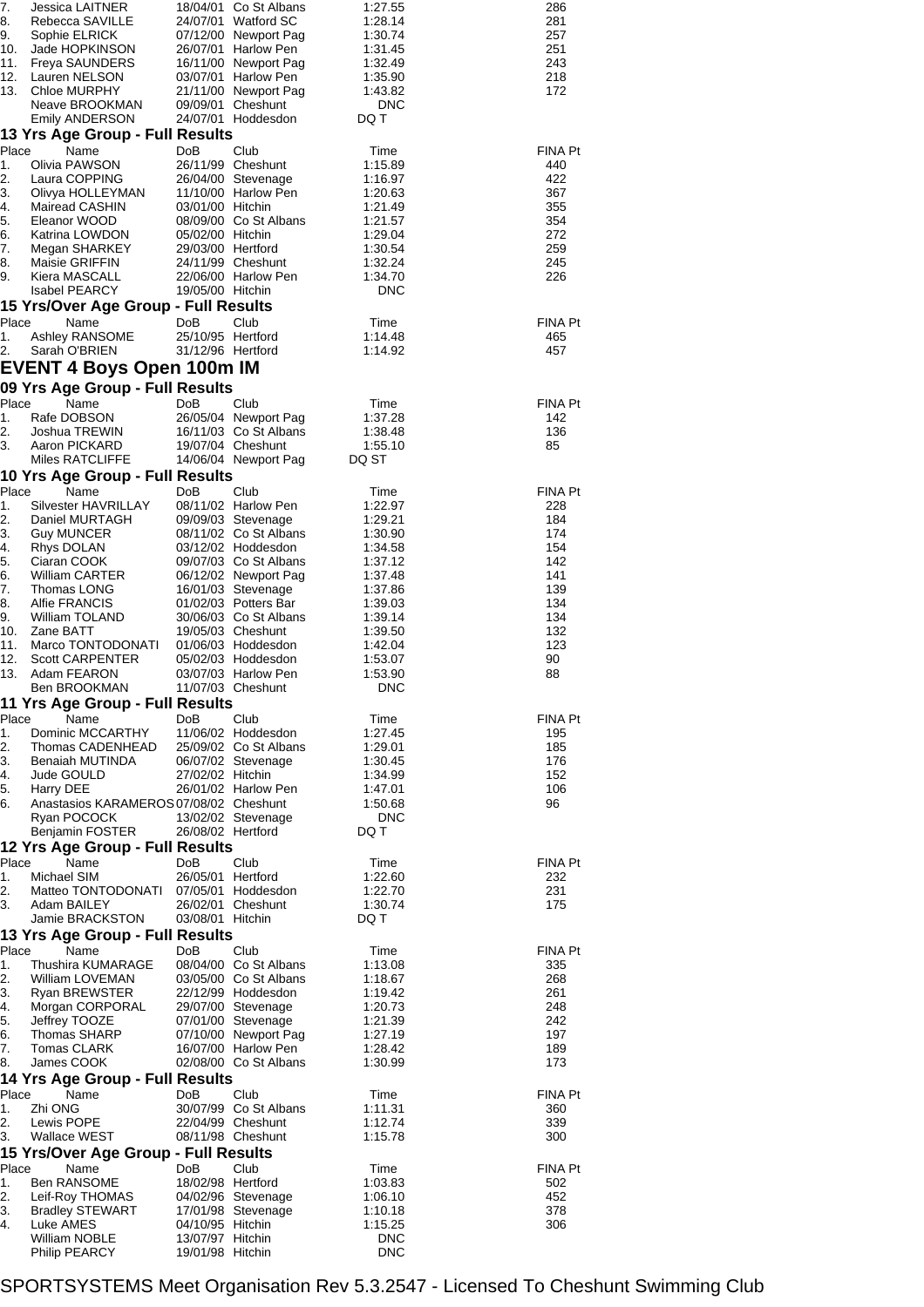| Place | Name | DoB | Club | Time | FINA Pt |
|---|---|---|---|---|---|
| 7. | Jessica LAITNER | 18/04/01 | Co St Albans | 1:27.55 | 286 |
| 8. | Rebecca SAVILLE | 24/07/01 | Watford SC | 1:28.14 | 281 |
| 9. | Sophie ELRICK | 07/12/00 | Newport Pag | 1:30.74 | 257 |
| 10. | Jade HOPKINSON | 26/07/01 | Harlow Pen | 1:31.45 | 251 |
| 11. | Freya SAUNDERS | 16/11/00 | Newport Pag | 1:32.49 | 243 |
| 12. | Lauren NELSON | 03/07/01 | Harlow Pen | 1:35.90 | 218 |
| 13. | Chloe MURPHY | 21/11/00 | Newport Pag | 1:43.82 | 172 |
| | Neave BROOKMAN | 09/09/01 | Cheshunt | DNC | |
| | Emily ANDERSON | 24/07/01 | Hoddesdon | DQ T | |

### 13 Yrs Age Group - Full Results

| Place | Name | DoB | Club | Time | FINA Pt |
|---|---|---|---|---|---|
| 1. | Olivia PAWSON | 26/11/99 | Cheshunt | 1:15.89 | 440 |
| 2. | Laura COPPING | 26/04/00 | Stevenage | 1:16.97 | 422 |
| 3. | Olivya HOLLEYMAN | 11/10/00 | Harlow Pen | 1:20.63 | 367 |
| 4. | Mairead CASHIN | 03/01/00 | Hitchin | 1:21.49 | 355 |
| 5. | Eleanor WOOD | 08/09/00 | Co St Albans | 1:21.57 | 354 |
| 6. | Katrina LOWDON | 05/02/00 | Hitchin | 1:29.04 | 272 |
| 7. | Megan SHARKEY | 29/03/00 | Hertford | 1:30.54 | 259 |
| 8. | Maisie GRIFFIN | 24/11/99 | Cheshunt | 1:32.24 | 245 |
| 9. | Kiera MASCALL | 22/06/00 | Harlow Pen | 1:34.70 | 226 |
| | Isabel PEARCY | 19/05/00 | Hitchin | DNC | |

### 15 Yrs/Over Age Group - Full Results

| Place | Name | DoB | Club | Time | FINA Pt |
|---|---|---|---|---|---|
| 1. | Ashley RANSOME | 25/10/95 | Hertford | 1:14.48 | 465 |
| 2. | Sarah O'BRIEN | 31/12/96 | Hertford | 1:14.92 | 457 |

## EVENT 4 Boys Open 100m IM

### 09 Yrs Age Group - Full Results

| Place | Name | DoB | Club | Time | FINA Pt |
|---|---|---|---|---|---|
| 1. | Rafe DOBSON | 26/05/04 | Newport Pag | 1:37.28 | 142 |
| 2. | Joshua TREWIN | 16/11/03 | Co St Albans | 1:38.48 | 136 |
| 3. | Aaron PICKARD | 19/07/04 | Cheshunt | 1:55.10 | 85 |
| | Miles RATCLIFFE | 14/06/04 | Newport Pag | DQ ST | |

### 10 Yrs Age Group - Full Results

| Place | Name | DoB | Club | Time | FINA Pt |
|---|---|---|---|---|---|
| 1. | Silvester HAVRILLAY | 08/11/02 | Harlow Pen | 1:22.97 | 228 |
| 2. | Daniel MURTAGH | 09/09/03 | Stevenage | 1:29.21 | 184 |
| 3. | Guy MUNCER | 08/11/02 | Co St Albans | 1:30.90 | 174 |
| 4. | Rhys DOLAN | 03/12/02 | Hoddesdon | 1:34.58 | 154 |
| 5. | Ciaran COOK | 09/07/03 | Co St Albans | 1:37.12 | 142 |
| 6. | William CARTER | 06/12/02 | Newport Pag | 1:37.48 | 141 |
| 7. | Thomas LONG | 16/01/03 | Stevenage | 1:37.86 | 139 |
| 8. | Alfie FRANCIS | 01/02/03 | Potters Bar | 1:39.03 | 134 |
| 9. | William TOLAND | 30/06/03 | Co St Albans | 1:39.14 | 134 |
| 10. | Zane BATT | 19/05/03 | Cheshunt | 1:39.50 | 132 |
| 11. | Marco TONTODONATI | 01/06/03 | Hoddesdon | 1:42.04 | 123 |
| 12. | Scott CARPENTER | 05/02/03 | Hoddesdon | 1:53.07 | 90 |
| 13. | Adam FEARON | 03/07/03 | Harlow Pen | 1:53.90 | 88 |
| | Ben BROOKMAN | 11/07/03 | Cheshunt | DNC | |

### 11 Yrs Age Group - Full Results

| Place | Name | DoB | Club | Time | FINA Pt |
|---|---|---|---|---|---|
| 1. | Dominic MCCARTHY | 11/06/02 | Hoddesdon | 1:27.45 | 195 |
| 2. | Thomas CADENHEAD | 25/09/02 | Co St Albans | 1:29.01 | 185 |
| 3. | Benaiah MUTINDA | 06/07/02 | Stevenage | 1:30.45 | 176 |
| 4. | Jude GOULD | 27/02/02 | Hitchin | 1:34.99 | 152 |
| 5. | Harry DEE | 26/01/02 | Harlow Pen | 1:47.01 | 106 |
| 6. | Anastasios KARAMEROS | 07/08/02 | Cheshunt | 1:50.68 | 96 |
| | Ryan POCOCK | 13/02/02 | Stevenage | DNC | |
| | Benjamin FOSTER | 26/08/02 | Hertford | DQ T | |

### 12 Yrs Age Group - Full Results

| Place | Name | DoB | Club | Time | FINA Pt |
|---|---|---|---|---|---|
| 1. | Michael SIM | 26/05/01 | Hertford | 1:22.60 | 232 |
| 2. | Matteo TONTODONATI | 07/05/01 | Hoddesdon | 1:22.70 | 231 |
| 3. | Adam BAILEY | 26/02/01 | Cheshunt | 1:30.74 | 175 |
| | Jamie BRACKSTON | 03/08/01 | Hitchin | DQ T | |

### 13 Yrs Age Group - Full Results

| Place | Name | DoB | Club | Time | FINA Pt |
|---|---|---|---|---|---|
| 1. | Thushira KUMARAGE | 08/04/00 | Co St Albans | 1:13.08 | 335 |
| 2. | William LOVEMAN | 03/05/00 | Co St Albans | 1:18.67 | 268 |
| 3. | Ryan BREWSTER | 22/12/99 | Hoddesdon | 1:19.42 | 261 |
| 4. | Morgan CORPORAL | 29/07/00 | Stevenage | 1:20.73 | 248 |
| 5. | Jeffrey TOOZE | 07/01/00 | Stevenage | 1:21.39 | 242 |
| 6. | Thomas SHARP | 07/10/00 | Newport Pag | 1:27.19 | 197 |
| 7. | Tomas CLARK | 16/07/00 | Harlow Pen | 1:28.42 | 189 |
| 8. | James COOK | 02/08/00 | Co St Albans | 1:30.99 | 173 |

### 14 Yrs Age Group - Full Results

| Place | Name | DoB | Club | Time | FINA Pt |
|---|---|---|---|---|---|
| 1. | Zhi ONG | 30/07/99 | Co St Albans | 1:11.31 | 360 |
| 2. | Lewis POPE | 22/04/99 | Cheshunt | 1:12.74 | 339 |
| 3. | Wallace WEST | 08/11/98 | Cheshunt | 1:15.78 | 300 |

### 15 Yrs/Over Age Group - Full Results

| Place | Name | DoB | Club | Time | FINA Pt |
|---|---|---|---|---|---|
| 1. | Ben RANSOME | 18/02/98 | Hertford | 1:03.83 | 502 |
| 2. | Leif-Roy THOMAS | 04/02/96 | Stevenage | 1:06.10 | 452 |
| 3. | Bradley STEWART | 17/01/98 | Stevenage | 1:10.18 | 378 |
| 4. | Luke AMES | 04/10/95 | Hitchin | 1:15.25 | 306 |
| | William NOBLE | 13/07/97 | Hitchin | DNC | |
| | Philip PEARCY | 19/01/98 | Hitchin | DNC | |

SPORTSYSTEMS Meet Organisation Rev 5.3.2547 - Licensed To Cheshunt Swimming Club